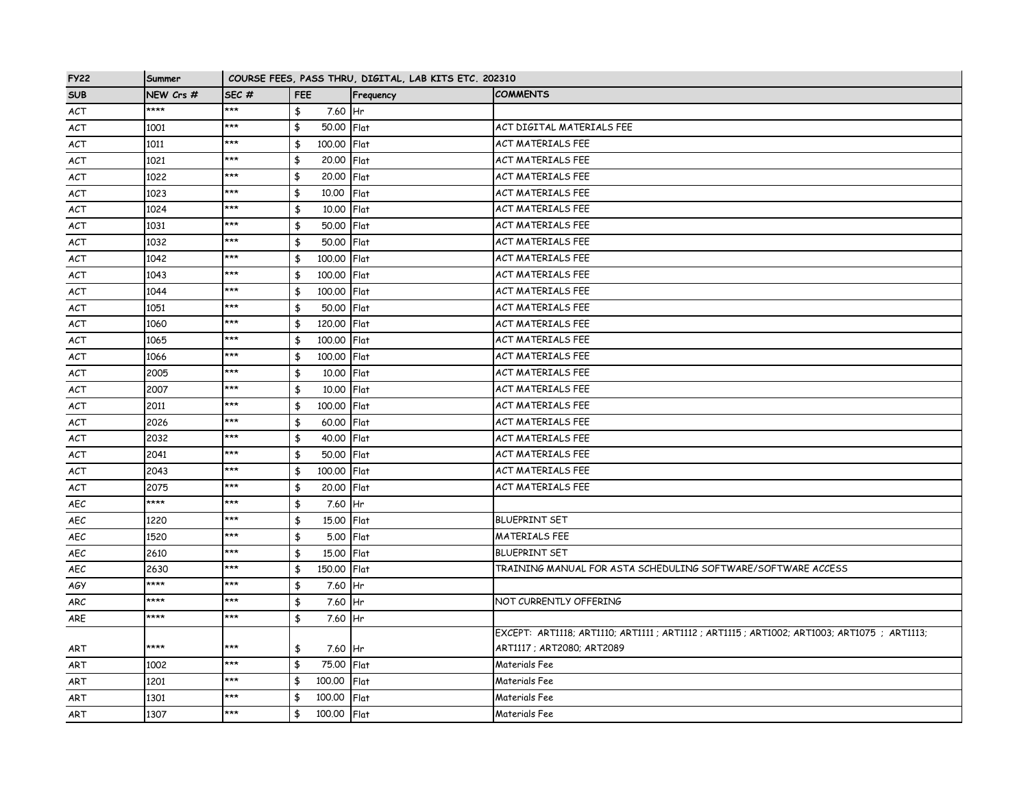| FY22 | Summer | COURSE FEES, PASS THRU, DIGITAL, LAB KITS ETC. 202310 | | | |
|---|---|---|---|---|---|
| SUB | NEW Crs # | SEC # | FEE | Frequency | COMMENTS |
| ACT | **** | *** | $ 7.60 | Hr | |
| ACT | 1001 | *** | $ 50.00 | Flat | ACT DIGITAL MATERIALS FEE |
| ACT | 1011 | *** | $ 100.00 | Flat | ACT MATERIALS FEE |
| ACT | 1021 | *** | $ 20.00 | Flat | ACT MATERIALS FEE |
| ACT | 1022 | *** | $ 20.00 | Flat | ACT MATERIALS FEE |
| ACT | 1023 | *** | $ 10.00 | Flat | ACT MATERIALS FEE |
| ACT | 1024 | *** | $ 10.00 | Flat | ACT MATERIALS FEE |
| ACT | 1031 | *** | $ 50.00 | Flat | ACT MATERIALS FEE |
| ACT | 1032 | *** | $ 50.00 | Flat | ACT MATERIALS FEE |
| ACT | 1042 | *** | $ 100.00 | Flat | ACT MATERIALS FEE |
| ACT | 1043 | *** | $ 100.00 | Flat | ACT MATERIALS FEE |
| ACT | 1044 | *** | $ 100.00 | Flat | ACT MATERIALS FEE |
| ACT | 1051 | *** | $ 50.00 | Flat | ACT MATERIALS FEE |
| ACT | 1060 | *** | $ 120.00 | Flat | ACT MATERIALS FEE |
| ACT | 1065 | *** | $ 100.00 | Flat | ACT MATERIALS FEE |
| ACT | 1066 | *** | $ 100.00 | Flat | ACT MATERIALS FEE |
| ACT | 2005 | *** | $ 10.00 | Flat | ACT MATERIALS FEE |
| ACT | 2007 | *** | $ 10.00 | Flat | ACT MATERIALS FEE |
| ACT | 2011 | *** | $ 100.00 | Flat | ACT MATERIALS FEE |
| ACT | 2026 | *** | $ 60.00 | Flat | ACT MATERIALS FEE |
| ACT | 2032 | *** | $ 40.00 | Flat | ACT MATERIALS FEE |
| ACT | 2041 | *** | $ 50.00 | Flat | ACT MATERIALS FEE |
| ACT | 2043 | *** | $ 100.00 | Flat | ACT MATERIALS FEE |
| ACT | 2075 | *** | $ 20.00 | Flat | ACT MATERIALS FEE |
| AEC | **** | *** | $ 7.60 | Hr | |
| AEC | 1220 | *** | $ 15.00 | Flat | BLUEPRINT SET |
| AEC | 1520 | *** | $ 5.00 | Flat | MATERIALS FEE |
| AEC | 2610 | *** | $ 15.00 | Flat | BLUEPRINT SET |
| AEC | 2630 | *** | $ 150.00 | Flat | TRAINING MANUAL FOR ASTA SCHEDULING SOFTWARE/SOFTWARE ACCESS |
| AGY | **** | *** | $ 7.60 | Hr | |
| ARC | **** | *** | $ 7.60 | Hr | NOT CURRENTLY OFFERING |
| ARE | **** | *** | $ 7.60 | Hr | |
| ART | **** | *** | $ 7.60 | Hr | EXCEPT: ART1118; ART1110; ART1111 ; ART1112 ; ART1115 ; ART1002; ART1003; ART1075 ; ART1113; ART1117 ; ART2080; ART2089 |
| ART | 1002 | *** | $ 75.00 | Flat | Materials Fee |
| ART | 1201 | *** | $ 100.00 | Flat | Materials Fee |
| ART | 1301 | *** | $ 100.00 | Flat | Materials Fee |
| ART | 1307 | *** | $ 100.00 | Flat | Materials Fee |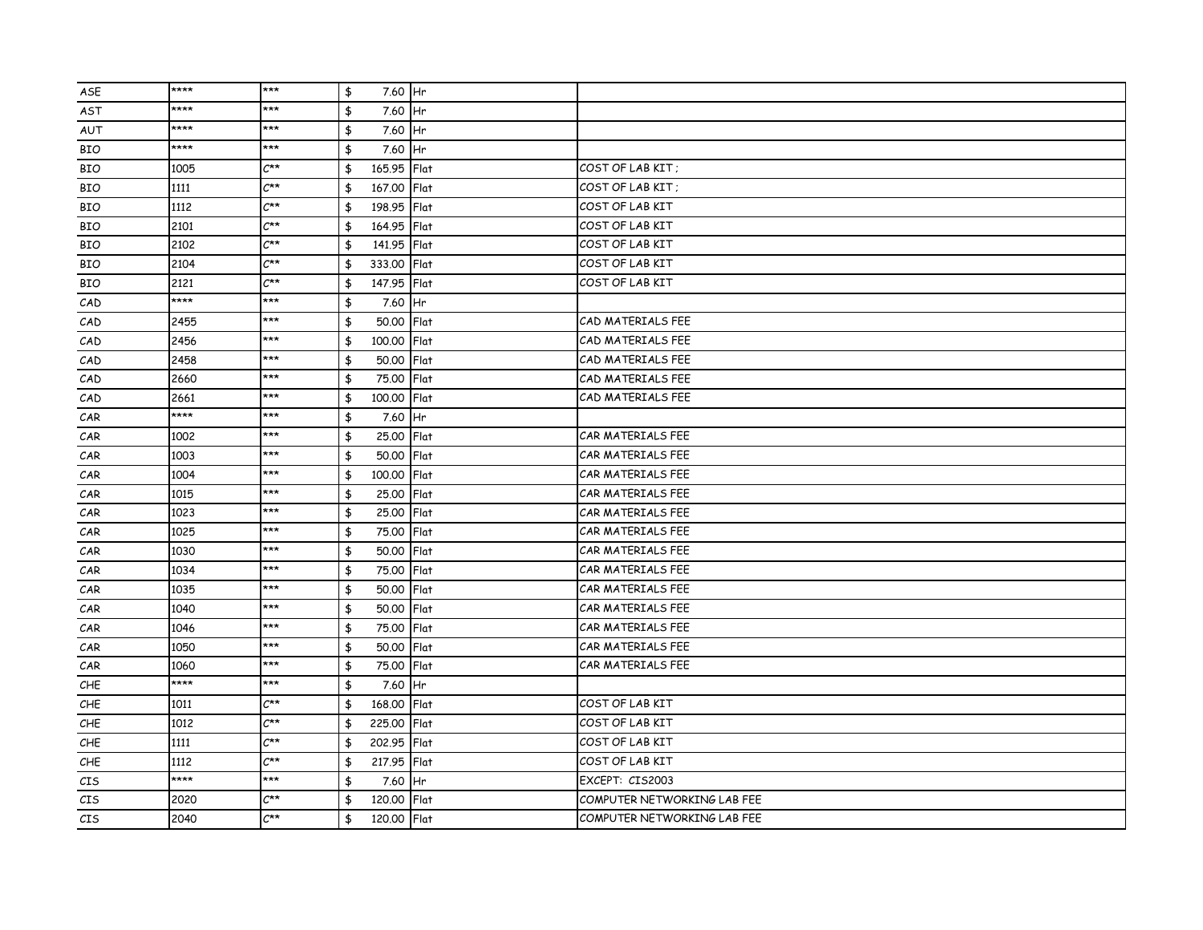| | | | | | |
|---|---|---|---|---|---|
| ASE | **** | *** | $ 7.60 | Hr | |
| AST | **** | *** | $ 7.60 | Hr | |
| AUT | **** | *** | $ 7.60 | Hr | |
| BIO | **** | *** | $ 7.60 | Hr | |
| BIO | 1005 | C** | $ 165.95 | Flat | COST OF LAB KIT ; |
| BIO | 1111 | C** | $ 167.00 | Flat | COST OF LAB KIT ; |
| BIO | 1112 | C** | $ 198.95 | Flat | COST OF LAB KIT |
| BIO | 2101 | C** | $ 164.95 | Flat | COST OF LAB KIT |
| BIO | 2102 | C** | $ 141.95 | Flat | COST OF LAB KIT |
| BIO | 2104 | C** | $ 333.00 | Flat | COST OF LAB KIT |
| BIO | 2121 | C** | $ 147.95 | Flat | COST OF LAB KIT |
| CAD | **** | *** | $ 7.60 | Hr | |
| CAD | 2455 | *** | $ 50.00 | Flat | CAD MATERIALS FEE |
| CAD | 2456 | *** | $ 100.00 | Flat | CAD MATERIALS FEE |
| CAD | 2458 | *** | $ 50.00 | Flat | CAD MATERIALS FEE |
| CAD | 2660 | *** | $ 75.00 | Flat | CAD MATERIALS FEE |
| CAD | 2661 | *** | $ 100.00 | Flat | CAD MATERIALS FEE |
| CAR | **** | *** | $ 7.60 | Hr | |
| CAR | 1002 | *** | $ 25.00 | Flat | CAR MATERIALS FEE |
| CAR | 1003 | *** | $ 50.00 | Flat | CAR MATERIALS FEE |
| CAR | 1004 | *** | $ 100.00 | Flat | CAR MATERIALS FEE |
| CAR | 1015 | *** | $ 25.00 | Flat | CAR MATERIALS FEE |
| CAR | 1023 | *** | $ 25.00 | Flat | CAR MATERIALS FEE |
| CAR | 1025 | *** | $ 75.00 | Flat | CAR MATERIALS FEE |
| CAR | 1030 | *** | $ 50.00 | Flat | CAR MATERIALS FEE |
| CAR | 1034 | *** | $ 75.00 | Flat | CAR MATERIALS FEE |
| CAR | 1035 | *** | $ 50.00 | Flat | CAR MATERIALS FEE |
| CAR | 1040 | *** | $ 50.00 | Flat | CAR MATERIALS FEE |
| CAR | 1046 | *** | $ 75.00 | Flat | CAR MATERIALS FEE |
| CAR | 1050 | *** | $ 50.00 | Flat | CAR MATERIALS FEE |
| CAR | 1060 | *** | $ 75.00 | Flat | CAR MATERIALS FEE |
| CHE | **** | *** | $ 7.60 | Hr | |
| CHE | 1011 | C** | $ 168.00 | Flat | COST OF LAB KIT |
| CHE | 1012 | C** | $ 225.00 | Flat | COST OF LAB KIT |
| CHE | 1111 | C** | $ 202.95 | Flat | COST OF LAB KIT |
| CHE | 1112 | C** | $ 217.95 | Flat | COST OF LAB KIT |
| CIS | **** | *** | $ 7.60 | Hr | EXCEPT: CIS2003 |
| CIS | 2020 | C** | $ 120.00 | Flat | COMPUTER NETWORKING LAB FEE |
| CIS | 2040 | C** | $ 120.00 | Flat | COMPUTER NETWORKING LAB FEE |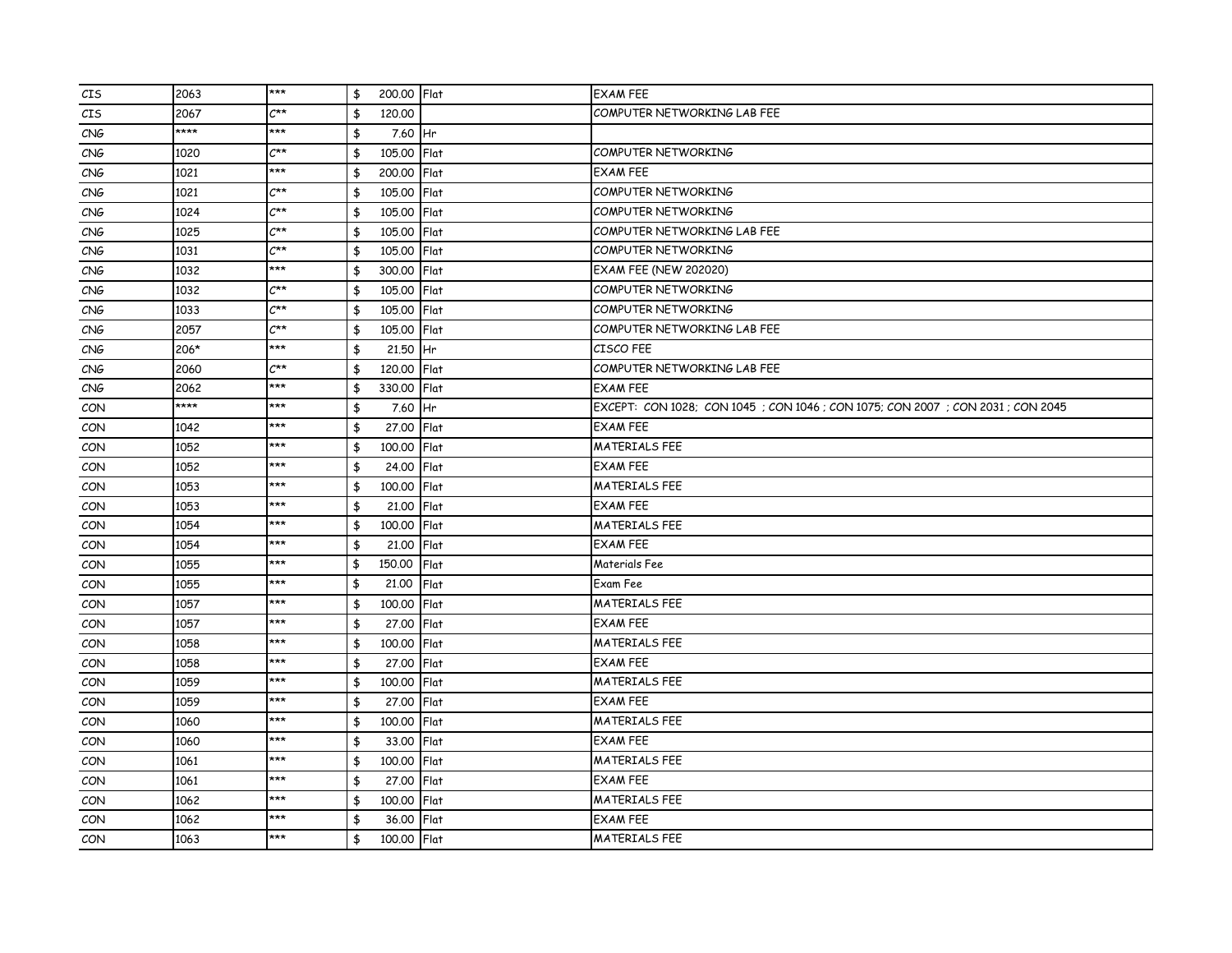| | | | | | |
|---|---|---|---|---|---|
| CIS | 2063 | *** | $ 200.00 | Flat | EXAM FEE |
| CIS | 2067 | C** | $ 120.00 | | COMPUTER NETWORKING LAB FEE |
| CNG | **** | *** | $ 7.60 | Hr | |
| CNG | 1020 | C** | $ 105.00 | Flat | COMPUTER NETWORKING |
| CNG | 1021 | *** | $ 200.00 | Flat | EXAM FEE |
| CNG | 1021 | C** | $ 105.00 | Flat | COMPUTER NETWORKING |
| CNG | 1024 | C** | $ 105.00 | Flat | COMPUTER NETWORKING |
| CNG | 1025 | C** | $ 105.00 | Flat | COMPUTER NETWORKING LAB FEE |
| CNG | 1031 | C** | $ 105.00 | Flat | COMPUTER NETWORKING |
| CNG | 1032 | *** | $ 300.00 | Flat | EXAM FEE (NEW 202020) |
| CNG | 1032 | C** | $ 105.00 | Flat | COMPUTER NETWORKING |
| CNG | 1033 | C** | $ 105.00 | Flat | COMPUTER NETWORKING |
| CNG | 2057 | C** | $ 105.00 | Flat | COMPUTER NETWORKING LAB FEE |
| CNG | 206* | *** | $ 21.50 | Hr | CISCO FEE |
| CNG | 2060 | C** | $ 120.00 | Flat | COMPUTER NETWORKING LAB FEE |
| CNG | 2062 | *** | $ 330.00 | Flat | EXAM FEE |
| CON | **** | *** | $ 7.60 | Hr | EXCEPT: CON 1028; CON 1045 ; CON 1046 ; CON 1075; CON 2007 ; CON 2031 ; CON 2045 |
| CON | 1042 | *** | $ 27.00 | Flat | EXAM FEE |
| CON | 1052 | *** | $ 100.00 | Flat | MATERIALS FEE |
| CON | 1052 | *** | $ 24.00 | Flat | EXAM FEE |
| CON | 1053 | *** | $ 100.00 | Flat | MATERIALS FEE |
| CON | 1053 | *** | $ 21.00 | Flat | EXAM FEE |
| CON | 1054 | *** | $ 100.00 | Flat | MATERIALS FEE |
| CON | 1054 | *** | $ 21.00 | Flat | EXAM FEE |
| CON | 1055 | *** | $ 150.00 | Flat | Materials Fee |
| CON | 1055 | *** | $ 21.00 | Flat | Exam Fee |
| CON | 1057 | *** | $ 100.00 | Flat | MATERIALS FEE |
| CON | 1057 | *** | $ 27.00 | Flat | EXAM FEE |
| CON | 1058 | *** | $ 100.00 | Flat | MATERIALS FEE |
| CON | 1058 | *** | $ 27.00 | Flat | EXAM FEE |
| CON | 1059 | *** | $ 100.00 | Flat | MATERIALS FEE |
| CON | 1059 | *** | $ 27.00 | Flat | EXAM FEE |
| CON | 1060 | *** | $ 100.00 | Flat | MATERIALS FEE |
| CON | 1060 | *** | $ 33.00 | Flat | EXAM FEE |
| CON | 1061 | *** | $ 100.00 | Flat | MATERIALS FEE |
| CON | 1061 | *** | $ 27.00 | Flat | EXAM FEE |
| CON | 1062 | *** | $ 100.00 | Flat | MATERIALS FEE |
| CON | 1062 | *** | $ 36.00 | Flat | EXAM FEE |
| CON | 1063 | *** | $ 100.00 | Flat | MATERIALS FEE |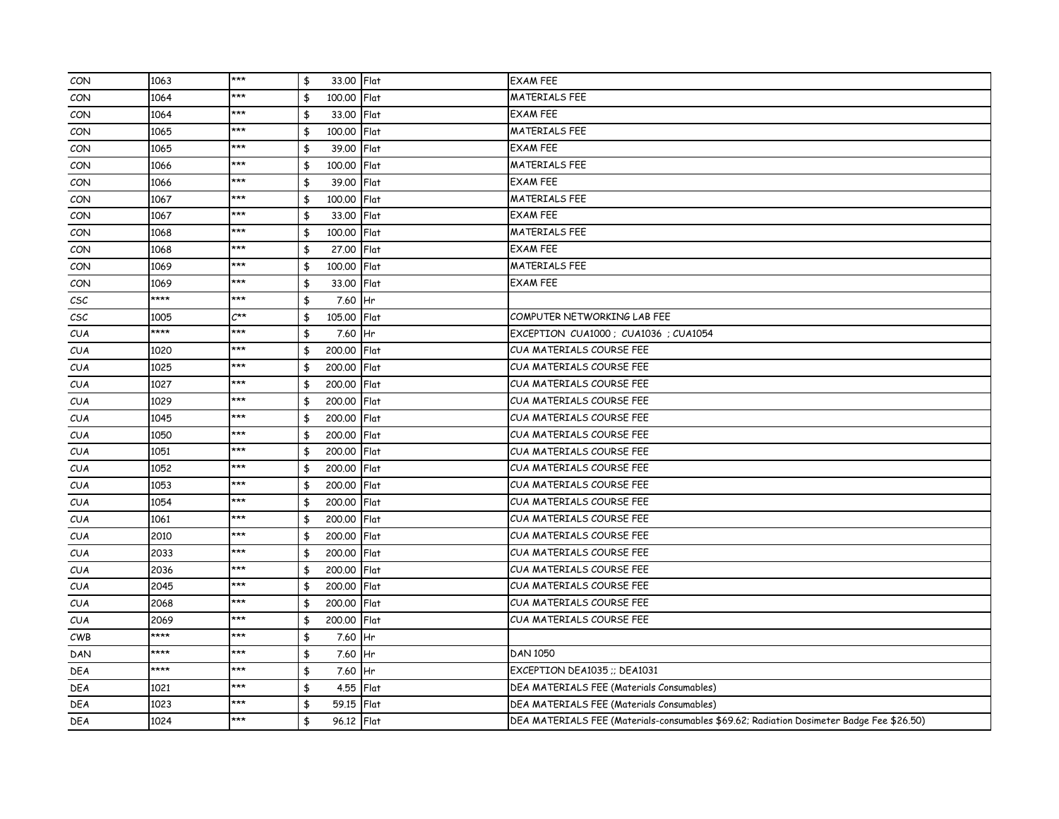| | | | | | |
|---|---|---|---|---|---|
| CON | 1063 | *** | $ 33.00 | Flat | EXAM FEE |
| CON | 1064 | *** | $ 100.00 | Flat | MATERIALS FEE |
| CON | 1064 | *** | $ 33.00 | Flat | EXAM FEE |
| CON | 1065 | *** | $ 100.00 | Flat | MATERIALS FEE |
| CON | 1065 | *** | $ 39.00 | Flat | EXAM FEE |
| CON | 1066 | *** | $ 100.00 | Flat | MATERIALS FEE |
| CON | 1066 | *** | $ 39.00 | Flat | EXAM FEE |
| CON | 1067 | *** | $ 100.00 | Flat | MATERIALS FEE |
| CON | 1067 | *** | $ 33.00 | Flat | EXAM FEE |
| CON | 1068 | *** | $ 100.00 | Flat | MATERIALS FEE |
| CON | 1068 | *** | $ 27.00 | Flat | EXAM FEE |
| CON | 1069 | *** | $ 100.00 | Flat | MATERIALS FEE |
| CON | 1069 | *** | $ 33.00 | Flat | EXAM FEE |
| CSC | **** | *** | $ 7.60 | Hr | |
| CSC | 1005 | C** | $ 105.00 | Flat | COMPUTER NETWORKING LAB FEE |
| CUA | **** | *** | $ 7.60 | Hr | EXCEPTION CUA1000 ; CUA1036 ; CUA1054 |
| CUA | 1020 | *** | $ 200.00 | Flat | CUA MATERIALS COURSE FEE |
| CUA | 1025 | *** | $ 200.00 | Flat | CUA MATERIALS COURSE FEE |
| CUA | 1027 | *** | $ 200.00 | Flat | CUA MATERIALS COURSE FEE |
| CUA | 1029 | *** | $ 200.00 | Flat | CUA MATERIALS COURSE FEE |
| CUA | 1045 | *** | $ 200.00 | Flat | CUA MATERIALS COURSE FEE |
| CUA | 1050 | *** | $ 200.00 | Flat | CUA MATERIALS COURSE FEE |
| CUA | 1051 | *** | $ 200.00 | Flat | CUA MATERIALS COURSE FEE |
| CUA | 1052 | *** | $ 200.00 | Flat | CUA MATERIALS COURSE FEE |
| CUA | 1053 | *** | $ 200.00 | Flat | CUA MATERIALS COURSE FEE |
| CUA | 1054 | *** | $ 200.00 | Flat | CUA MATERIALS COURSE FEE |
| CUA | 1061 | *** | $ 200.00 | Flat | CUA MATERIALS COURSE FEE |
| CUA | 2010 | *** | $ 200.00 | Flat | CUA MATERIALS COURSE FEE |
| CUA | 2033 | *** | $ 200.00 | Flat | CUA MATERIALS COURSE FEE |
| CUA | 2036 | *** | $ 200.00 | Flat | CUA MATERIALS COURSE FEE |
| CUA | 2045 | *** | $ 200.00 | Flat | CUA MATERIALS COURSE FEE |
| CUA | 2068 | *** | $ 200.00 | Flat | CUA MATERIALS COURSE FEE |
| CUA | 2069 | *** | $ 200.00 | Flat | CUA MATERIALS COURSE FEE |
| CWB | **** | *** | $ 7.60 | Hr | |
| DAN | **** | *** | $ 7.60 | Hr | DAN 1050 |
| DEA | **** | *** | $ 7.60 | Hr | EXCEPTION DEA1035 ;; DEA1031 |
| DEA | 1021 | *** | $ 4.55 | Flat | DEA MATERIALS FEE (Materials Consumables) |
| DEA | 1023 | *** | $ 59.15 | Flat | DEA MATERIALS FEE (Materials Consumables) |
| DEA | 1024 | *** | $ 96.12 | Flat | DEA MATERIALS FEE (Materials-consumables $69.62; Radiation Dosimeter Badge Fee $26.50) |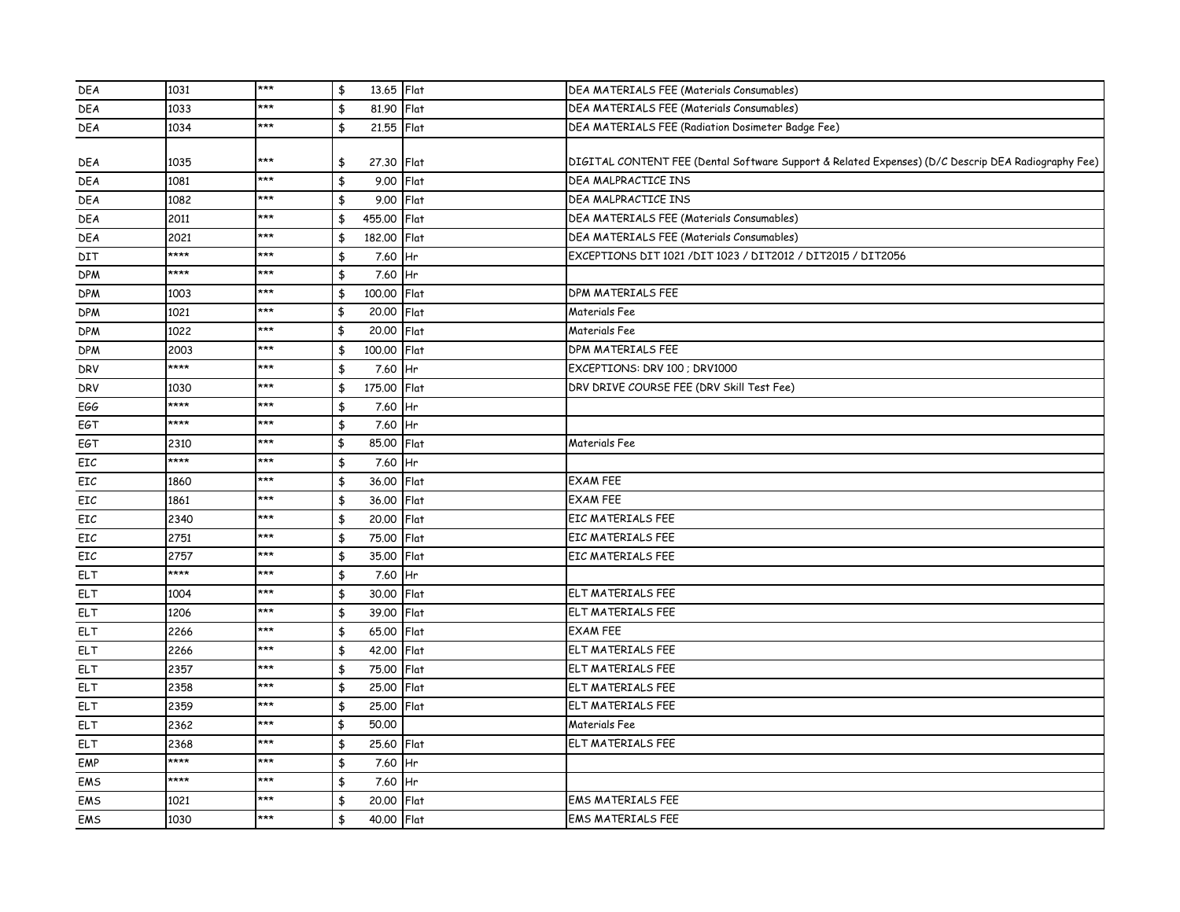| | | | | | |
|---|---|---|---|---|---|
| DEA | 1031 | *** | $ 13.65 | Flat | DEA MATERIALS FEE (Materials Consumables) |
| DEA | 1033 | *** | $ 81.90 | Flat | DEA MATERIALS FEE (Materials Consumables) |
| DEA | 1034 | *** | $ 21.55 | Flat | DEA MATERIALS FEE (Radiation Dosimeter Badge Fee) |
| DEA | 1035 | *** | $ 27.30 | Flat | DIGITAL CONTENT FEE (Dental Software Support & Related Expenses) (D/C Descrip DEA Radiography Fee) |
| DEA | 1081 | *** | $ 9.00 | Flat | DEA MALPRACTICE INS |
| DEA | 1082 | *** | $ 9.00 | Flat | DEA MALPRACTICE INS |
| DEA | 2011 | *** | $ 455.00 | Flat | DEA MATERIALS FEE (Materials Consumables) |
| DEA | 2021 | *** | $ 182.00 | Flat | DEA MATERIALS FEE (Materials Consumables) |
| DIT | **** | *** | $ 7.60 | Hr | EXCEPTIONS DIT 1021 /DIT 1023 / DIT2012 / DIT2015 / DIT2056 |
| DPM | **** | *** | $ 7.60 | Hr | |
| DPM | 1003 | *** | $ 100.00 | Flat | DPM MATERIALS FEE |
| DPM | 1021 | *** | $ 20.00 | Flat | Materials Fee |
| DPM | 1022 | *** | $ 20.00 | Flat | Materials Fee |
| DPM | 2003 | *** | $ 100.00 | Flat | DPM MATERIALS FEE |
| DRV | **** | *** | $ 7.60 | Hr | EXCEPTIONS: DRV 100 ; DRV1000 |
| DRV | 1030 | *** | $ 175.00 | Flat | DRV DRIVE COURSE FEE (DRV Skill Test Fee) |
| EGG | **** | *** | $ 7.60 | Hr | |
| EGT | **** | *** | $ 7.60 | Hr | |
| EGT | 2310 | *** | $ 85.00 | Flat | Materials Fee |
| EIC | **** | *** | $ 7.60 | Hr | |
| EIC | 1860 | *** | $ 36.00 | Flat | EXAM FEE |
| EIC | 1861 | *** | $ 36.00 | Flat | EXAM FEE |
| EIC | 2340 | *** | $ 20.00 | Flat | EIC MATERIALS FEE |
| EIC | 2751 | *** | $ 75.00 | Flat | EIC MATERIALS FEE |
| EIC | 2757 | *** | $ 35.00 | Flat | EIC MATERIALS FEE |
| ELT | **** | *** | $ 7.60 | Hr | |
| ELT | 1004 | *** | $ 30.00 | Flat | ELT MATERIALS FEE |
| ELT | 1206 | *** | $ 39.00 | Flat | ELT MATERIALS FEE |
| ELT | 2266 | *** | $ 65.00 | Flat | EXAM FEE |
| ELT | 2266 | *** | $ 42.00 | Flat | ELT MATERIALS FEE |
| ELT | 2357 | *** | $ 75.00 | Flat | ELT MATERIALS FEE |
| ELT | 2358 | *** | $ 25.00 | Flat | ELT MATERIALS FEE |
| ELT | 2359 | *** | $ 25.00 | Flat | ELT MATERIALS FEE |
| ELT | 2362 | *** | $ 50.00 | | Materials Fee |
| ELT | 2368 | *** | $ 25.60 | Flat | ELT MATERIALS FEE |
| EMP | **** | *** | $ 7.60 | Hr | |
| EMS | **** | *** | $ 7.60 | Hr | |
| EMS | 1021 | *** | $ 20.00 | Flat | EMS MATERIALS FEE |
| EMS | 1030 | *** | $ 40.00 | Flat | EMS MATERIALS FEE |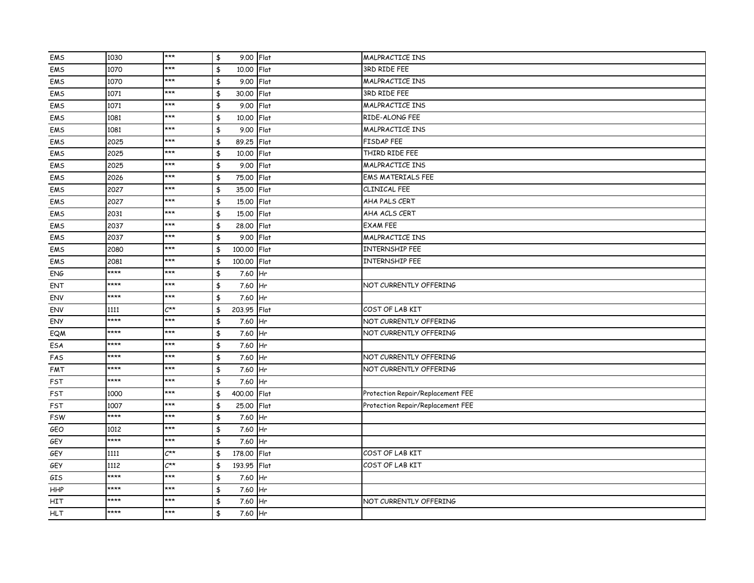| | | | | | |
|---|---|---|---|---|---|
| EMS | 1030 | *** | $ 9.00 | Flat | MALPRACTICE INS |
| EMS | 1070 | *** | $ 10.00 | Flat | 3RD RIDE FEE |
| EMS | 1070 | *** | $ 9.00 | Flat | MALPRACTICE INS |
| EMS | 1071 | *** | $ 30.00 | Flat | 3RD RIDE FEE |
| EMS | 1071 | *** | $ 9.00 | Flat | MALPRACTICE INS |
| EMS | 1081 | *** | $ 10.00 | Flat | RIDE-ALONG FEE |
| EMS | 1081 | *** | $ 9.00 | Flat | MALPRACTICE INS |
| EMS | 2025 | *** | $ 89.25 | Flat | FISDAP FEE |
| EMS | 2025 | *** | $ 10.00 | Flat | THIRD RIDE FEE |
| EMS | 2025 | *** | $ 9.00 | Flat | MALPRACTICE INS |
| EMS | 2026 | *** | $ 75.00 | Flat | EMS MATERIALS FEE |
| EMS | 2027 | *** | $ 35.00 | Flat | CLINICAL FEE |
| EMS | 2027 | *** | $ 15.00 | Flat | AHA PALS CERT |
| EMS | 2031 | *** | $ 15.00 | Flat | AHA ACLS CERT |
| EMS | 2037 | *** | $ 28.00 | Flat | EXAM FEE |
| EMS | 2037 | *** | $ 9.00 | Flat | MALPRACTICE INS |
| EMS | 2080 | *** | $ 100.00 | Flat | INTERNSHIP FEE |
| EMS | 2081 | *** | $ 100.00 | Flat | INTERNSHIP FEE |
| ENG | **** | *** | $ 7.60 | Hr | |
| ENT | **** | *** | $ 7.60 | Hr | NOT CURRENTLY OFFERING |
| ENV | **** | *** | $ 7.60 | Hr | |
| ENV | 1111 | C** | $ 203.95 | Flat | COST OF LAB KIT |
| ENY | **** | *** | $ 7.60 | Hr | NOT CURRENTLY OFFERING |
| EQM | **** | *** | $ 7.60 | Hr | NOT CURRENTLY OFFERING |
| ESA | **** | *** | $ 7.60 | Hr | |
| FAS | **** | *** | $ 7.60 | Hr | NOT CURRENTLY OFFERING |
| FMT | **** | *** | $ 7.60 | Hr | NOT CURRENTLY OFFERING |
| FST | **** | *** | $ 7.60 | Hr | |
| FST | 1000 | *** | $ 400.00 | Flat | Protection Repair/Replacement FEE |
| FST | 1007 | *** | $ 25.00 | Flat | Protection Repair/Replacement FEE |
| FSW | **** | *** | $ 7.60 | Hr | |
| GEO | 1012 | *** | $ 7.60 | Hr | |
| GEY | **** | *** | $ 7.60 | Hr | |
| GEY | 1111 | C** | $ 178.00 | Flat | COST OF LAB KIT |
| GEY | 1112 | C** | $ 193.95 | Flat | COST OF LAB KIT |
| GIS | **** | *** | $ 7.60 | Hr | |
| HHP | **** | *** | $ 7.60 | Hr | |
| HIT | **** | *** | $ 7.60 | Hr | NOT CURRENTLY OFFERING |
| HLT | **** | *** | $ 7.60 | Hr | |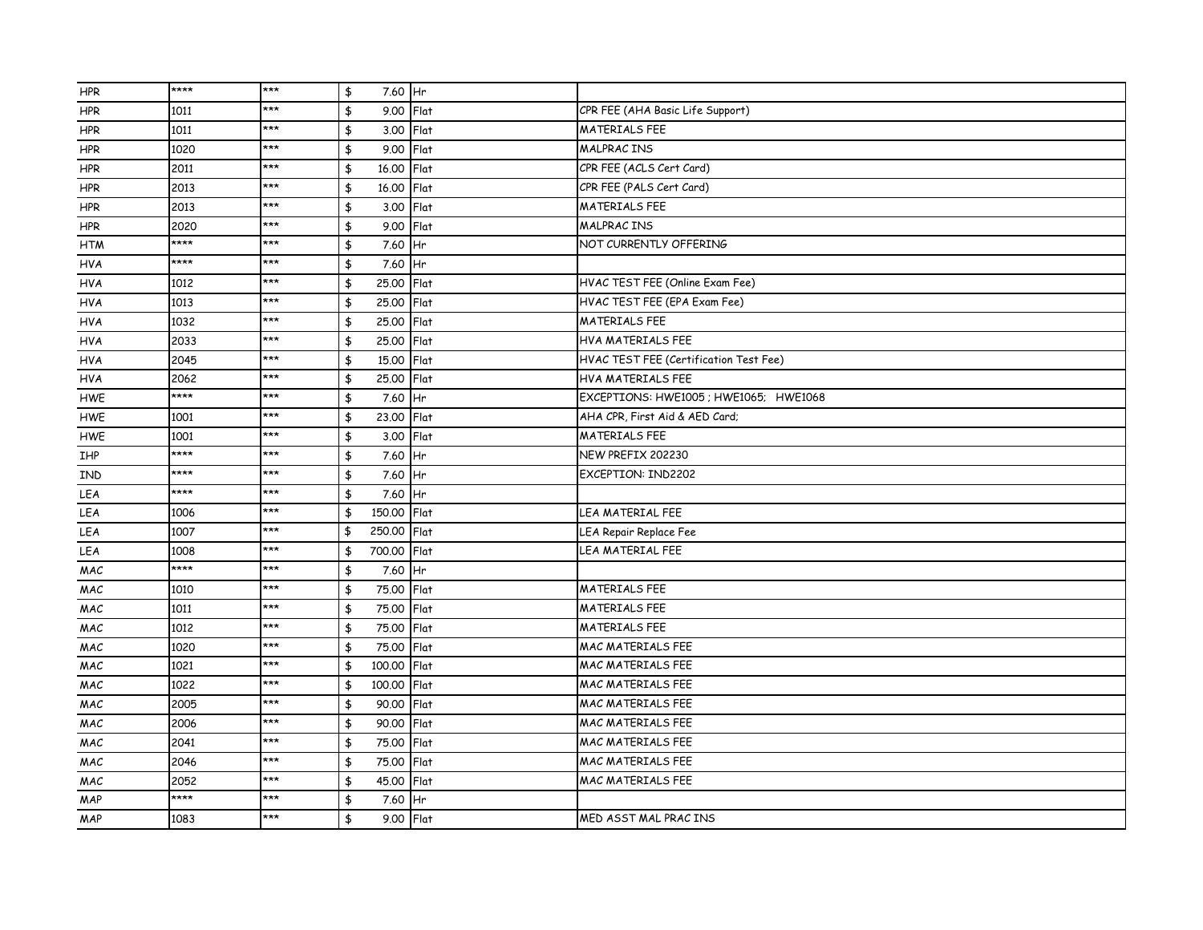| | | | | | |
|---|---|---|---|---|---|
| HPR | **** | *** | $ 7.60 | Hr | |
| HPR | 1011 | *** | $ 9.00 | Flat | CPR FEE (AHA Basic Life Support) |
| HPR | 1011 | *** | $ 3.00 | Flat | MATERIALS FEE |
| HPR | 1020 | *** | $ 9.00 | Flat | MALPRAC INS |
| HPR | 2011 | *** | $ 16.00 | Flat | CPR FEE (ACLS Cert Card) |
| HPR | 2013 | *** | $ 16.00 | Flat | CPR FEE (PALS Cert Card) |
| HPR | 2013 | *** | $ 3.00 | Flat | MATERIALS FEE |
| HPR | 2020 | *** | $ 9.00 | Flat | MALPRAC INS |
| HTM | **** | *** | $ 7.60 | Hr | NOT CURRENTLY OFFERING |
| HVA | **** | *** | $ 7.60 | Hr | |
| HVA | 1012 | *** | $ 25.00 | Flat | HVAC TEST FEE (Online Exam Fee) |
| HVA | 1013 | *** | $ 25.00 | Flat | HVAC TEST FEE (EPA Exam Fee) |
| HVA | 1032 | *** | $ 25.00 | Flat | MATERIALS FEE |
| HVA | 2033 | *** | $ 25.00 | Flat | HVA MATERIALS FEE |
| HVA | 2045 | *** | $ 15.00 | Flat | HVAC TEST FEE (Certification Test Fee) |
| HVA | 2062 | *** | $ 25.00 | Flat | HVA MATERIALS FEE |
| HWE | **** | *** | $ 7.60 | Hr | EXCEPTIONS: HWE1005 ; HWE1065; HWE1068 |
| HWE | 1001 | *** | $ 23.00 | Flat | AHA CPR, First Aid & AED Card; |
| HWE | 1001 | *** | $ 3.00 | Flat | MATERIALS FEE |
| IHP | **** | *** | $ 7.60 | Hr | NEW PREFIX 202230 |
| IND | **** | *** | $ 7.60 | Hr | EXCEPTION: IND2202 |
| LEA | **** | *** | $ 7.60 | Hr | |
| LEA | 1006 | *** | $ 150.00 | Flat | LEA MATERIAL FEE |
| LEA | 1007 | *** | $ 250.00 | Flat | LEA Repair Replace Fee |
| LEA | 1008 | *** | $ 700.00 | Flat | LEA MATERIAL FEE |
| MAC | **** | *** | $ 7.60 | Hr | |
| MAC | 1010 | *** | $ 75.00 | Flat | MATERIALS FEE |
| MAC | 1011 | *** | $ 75.00 | Flat | MATERIALS FEE |
| MAC | 1012 | *** | $ 75.00 | Flat | MATERIALS FEE |
| MAC | 1020 | *** | $ 75.00 | Flat | MAC MATERIALS FEE |
| MAC | 1021 | *** | $ 100.00 | Flat | MAC MATERIALS FEE |
| MAC | 1022 | *** | $ 100.00 | Flat | MAC MATERIALS FEE |
| MAC | 2005 | *** | $ 90.00 | Flat | MAC MATERIALS FEE |
| MAC | 2006 | *** | $ 90.00 | Flat | MAC MATERIALS FEE |
| MAC | 2041 | *** | $ 75.00 | Flat | MAC MATERIALS FEE |
| MAC | 2046 | *** | $ 75.00 | Flat | MAC MATERIALS FEE |
| MAC | 2052 | *** | $ 45.00 | Flat | MAC MATERIALS FEE |
| MAP | **** | *** | $ 7.60 | Hr | |
| MAP | 1083 | *** | $ 9.00 | Flat | MED ASST MAL PRAC INS |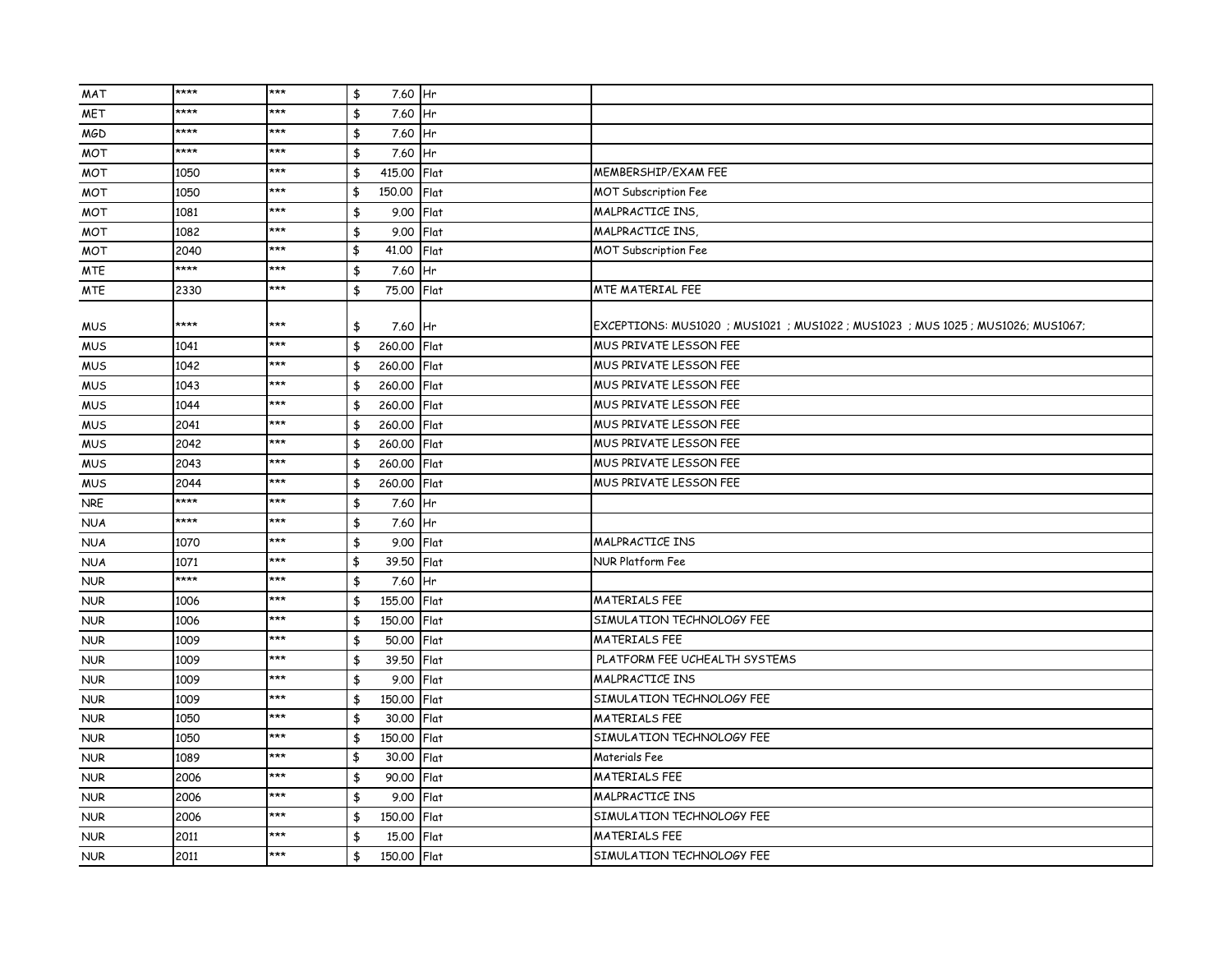| | | | | | |
|---|---|---|---|---|---|
| MAT | **** | *** | $ 7.60 | Hr | |
| MET | **** | *** | $ 7.60 | Hr | |
| MGD | **** | *** | $ 7.60 | Hr | |
| MOT | **** | *** | $ 7.60 | Hr | |
| MOT | 1050 | *** | $ 415.00 | Flat | MEMBERSHIP/EXAM FEE |
| MOT | 1050 | *** | $ 150.00 | Flat | MOT Subscription Fee |
| MOT | 1081 | *** | $ 9.00 | Flat | MALPRACTICE INS, |
| MOT | 1082 | *** | $ 9.00 | Flat | MALPRACTICE INS, |
| MOT | 2040 | *** | $ 41.00 | Flat | MOT Subscription Fee |
| MTE | **** | *** | $ 7.60 | Hr | |
| MTE | 2330 | *** | $ 75.00 | Flat | MTE MATERIAL FEE |
| MUS | **** | *** | $ 7.60 | Hr | EXCEPTIONS: MUS1020 ; MUS1021 ; MUS1022 ; MUS1023 ; MUS 1025 ; MUS1026; MUS1067; |
| MUS | 1041 | *** | $ 260.00 | Flat | MUS PRIVATE LESSON FEE |
| MUS | 1042 | *** | $ 260.00 | Flat | MUS PRIVATE LESSON FEE |
| MUS | 1043 | *** | $ 260.00 | Flat | MUS PRIVATE LESSON FEE |
| MUS | 1044 | *** | $ 260.00 | Flat | MUS PRIVATE LESSON FEE |
| MUS | 2041 | *** | $ 260.00 | Flat | MUS PRIVATE LESSON FEE |
| MUS | 2042 | *** | $ 260.00 | Flat | MUS PRIVATE LESSON FEE |
| MUS | 2043 | *** | $ 260.00 | Flat | MUS PRIVATE LESSON FEE |
| MUS | 2044 | *** | $ 260.00 | Flat | MUS PRIVATE LESSON FEE |
| NRE | **** | *** | $ 7.60 | Hr | |
| NUA | **** | *** | $ 7.60 | Hr | |
| NUA | 1070 | *** | $ 9.00 | Flat | MALPRACTICE INS |
| NUA | 1071 | *** | $ 39.50 | Flat | NUR Platform Fee |
| NUR | **** | *** | $ 7.60 | Hr | |
| NUR | 1006 | *** | $ 155.00 | Flat | MATERIALS FEE |
| NUR | 1006 | *** | $ 150.00 | Flat | SIMULATION TECHNOLOGY FEE |
| NUR | 1009 | *** | $ 50.00 | Flat | MATERIALS FEE |
| NUR | 1009 | *** | $ 39.50 | Flat | PLATFORM FEE UCHEALTH SYSTEMS |
| NUR | 1009 | *** | $ 9.00 | Flat | MALPRACTICE INS |
| NUR | 1009 | *** | $ 150.00 | Flat | SIMULATION TECHNOLOGY FEE |
| NUR | 1050 | *** | $ 30.00 | Flat | MATERIALS FEE |
| NUR | 1050 | *** | $ 150.00 | Flat | SIMULATION TECHNOLOGY FEE |
| NUR | 1089 | *** | $ 30.00 | Flat | Materials Fee |
| NUR | 2006 | *** | $ 90.00 | Flat | MATERIALS FEE |
| NUR | 2006 | *** | $ 9.00 | Flat | MALPRACTICE INS |
| NUR | 2006 | *** | $ 150.00 | Flat | SIMULATION TECHNOLOGY FEE |
| NUR | 2011 | *** | $ 15.00 | Flat | MATERIALS FEE |
| NUR | 2011 | *** | $ 150.00 | Flat | SIMULATION TECHNOLOGY FEE |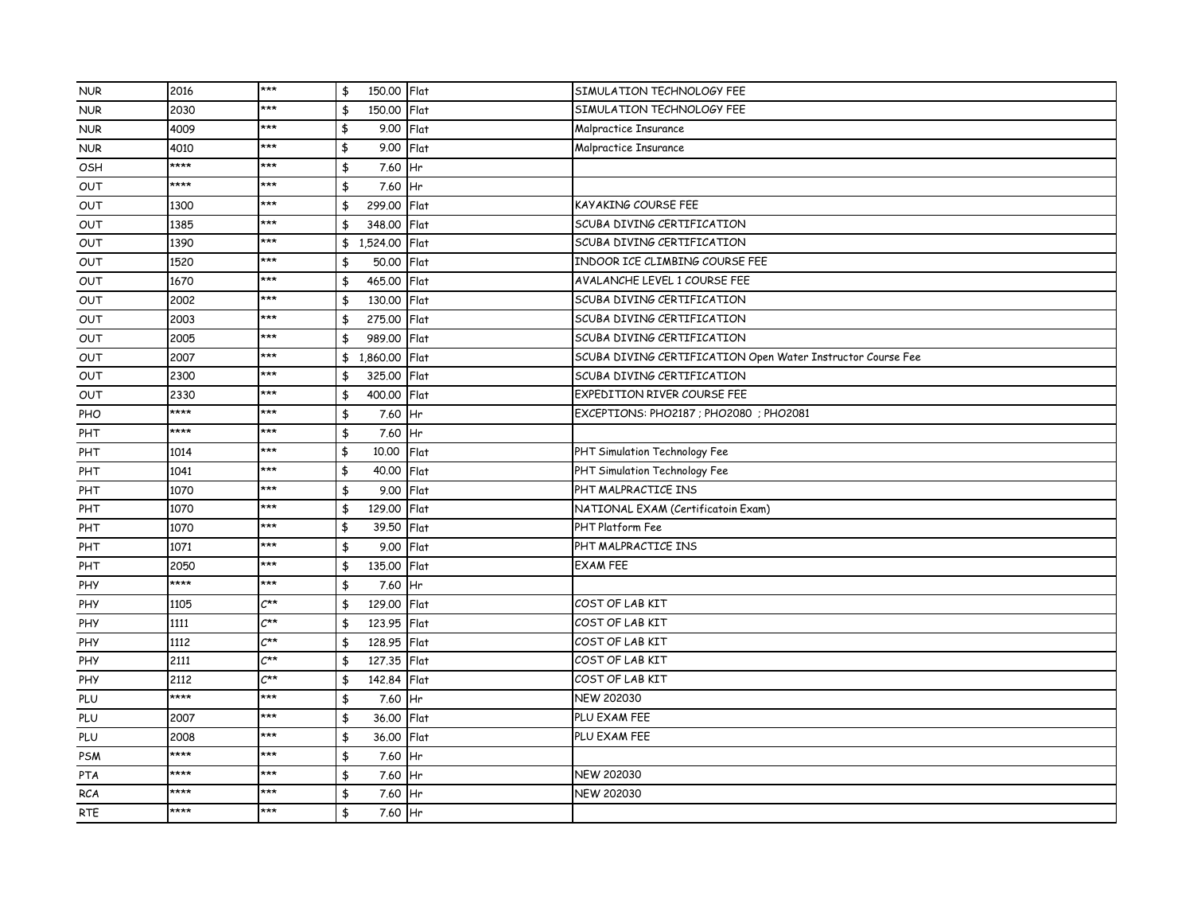| | | | | | |
|---|---|---|---|---|---|
| NUR | 2016 | *** | $ 150.00 | Flat | SIMULATION TECHNOLOGY FEE |
| NUR | 2030 | *** | $ 150.00 | Flat | SIMULATION TECHNOLOGY FEE |
| NUR | 4009 | *** | $ 9.00 | Flat | Malpractice Insurance |
| NUR | 4010 | *** | $ 9.00 | Flat | Malpractice Insurance |
| OSH | **** | *** | $ 7.60 | Hr | |
| OUT | **** | *** | $ 7.60 | Hr | |
| OUT | 1300 | *** | $ 299.00 | Flat | KAYAKING COURSE FEE |
| OUT | 1385 | *** | $ 348.00 | Flat | SCUBA DIVING CERTIFICATION |
| OUT | 1390 | *** | $ 1,524.00 | Flat | SCUBA DIVING CERTIFICATION |
| OUT | 1520 | *** | $ 50.00 | Flat | INDOOR ICE CLIMBING COURSE FEE |
| OUT | 1670 | *** | $ 465.00 | Flat | AVALANCHE LEVEL 1 COURSE FEE |
| OUT | 2002 | *** | $ 130.00 | Flat | SCUBA DIVING CERTIFICATION |
| OUT | 2003 | *** | $ 275.00 | Flat | SCUBA DIVING CERTIFICATION |
| OUT | 2005 | *** | $ 989.00 | Flat | SCUBA DIVING CERTIFICATION |
| OUT | 2007 | *** | $ 1,860.00 | Flat | SCUBA DIVING CERTIFICATION Open Water Instructor Course Fee |
| OUT | 2300 | *** | $ 325.00 | Flat | SCUBA DIVING CERTIFICATION |
| OUT | 2330 | *** | $ 400.00 | Flat | EXPEDITION RIVER COURSE FEE |
| PHO | **** | *** | $ 7.60 | Hr | EXCEPTIONS: PHO2187 ; PHO2080 ; PHO2081 |
| PHT | **** | *** | $ 7.60 | Hr | |
| PHT | 1014 | *** | $ 10.00 | Flat | PHT Simulation Technology Fee |
| PHT | 1041 | *** | $ 40.00 | Flat | PHT Simulation Technology Fee |
| PHT | 1070 | *** | $ 9.00 | Flat | PHT MALPRACTICE INS |
| PHT | 1070 | *** | $ 129.00 | Flat | NATIONAL EXAM (Certificatoin Exam) |
| PHT | 1070 | *** | $ 39.50 | Flat | PHT Platform Fee |
| PHT | 1071 | *** | $ 9.00 | Flat | PHT MALPRACTICE INS |
| PHT | 2050 | *** | $ 135.00 | Flat | EXAM FEE |
| PHY | **** | *** | $ 7.60 | Hr | |
| PHY | 1105 | C** | $ 129.00 | Flat | COST OF LAB KIT |
| PHY | 1111 | C** | $ 123.95 | Flat | COST OF LAB KIT |
| PHY | 1112 | C** | $ 128.95 | Flat | COST OF LAB KIT |
| PHY | 2111 | C** | $ 127.35 | Flat | COST OF LAB KIT |
| PHY | 2112 | C** | $ 142.84 | Flat | COST OF LAB KIT |
| PLU | **** | *** | $ 7.60 | Hr | NEW 202030 |
| PLU | 2007 | *** | $ 36.00 | Flat | PLU EXAM FEE |
| PLU | 2008 | *** | $ 36.00 | Flat | PLU EXAM FEE |
| PSM | **** | *** | $ 7.60 | Hr | |
| PTA | **** | *** | $ 7.60 | Hr | NEW 202030 |
| RCA | **** | *** | $ 7.60 | Hr | NEW 202030 |
| RTE | **** | *** | $ 7.60 | Hr | |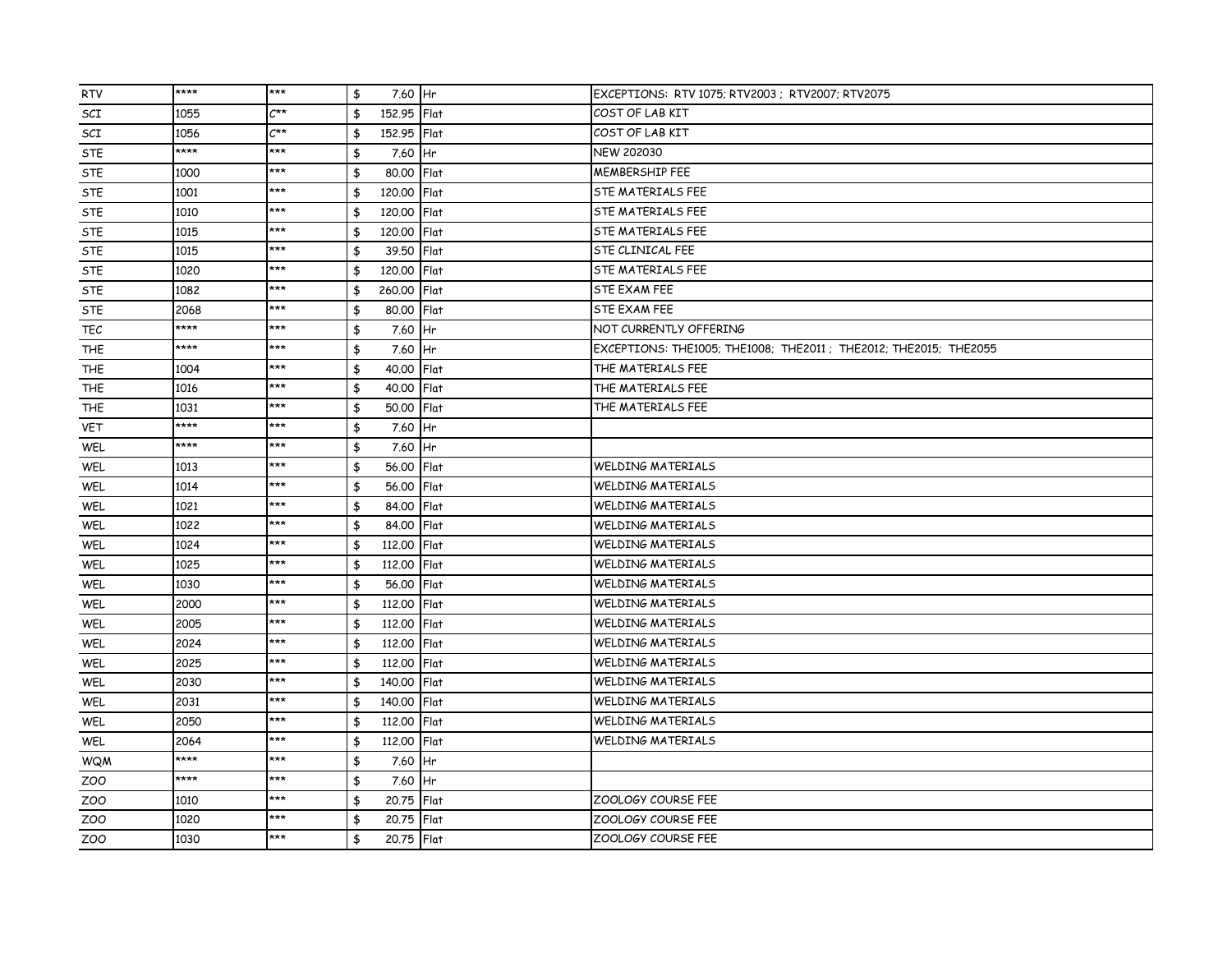| RTV | **** | *** | $ 7.60 | Hr | EXCEPTIONS: RTV 1075; RTV2003 ; RTV2007; RTV2075 |
|---|---|---|---|---|---|
| SCI | 1055 | C** | $ 152.95 | Flat | COST OF LAB KIT |
| SCI | 1056 | C** | $ 152.95 | Flat | COST OF LAB KIT |
| STE | **** | *** | $ 7.60 | Hr | NEW 202030 |
| STE | 1000 | *** | $ 80.00 | Flat | MEMBERSHIP FEE |
| STE | 1001 | *** | $ 120.00 | Flat | STE MATERIALS FEE |
| STE | 1010 | *** | $ 120.00 | Flat | STE MATERIALS FEE |
| STE | 1015 | *** | $ 120.00 | Flat | STE MATERIALS FEE |
| STE | 1015 | *** | $ 39.50 | Flat | STE CLINICAL FEE |
| STE | 1020 | *** | $ 120.00 | Flat | STE MATERIALS FEE |
| STE | 1082 | *** | $ 260.00 | Flat | STE EXAM FEE |
| STE | 2068 | *** | $ 80.00 | Flat | STE EXAM FEE |
| TEC | **** | *** | $ 7.60 | Hr | NOT CURRENTLY OFFERING |
| THE | **** | *** | $ 7.60 | Hr | EXCEPTIONS: THE1005; THE1008; THE2011 ; THE2012; THE2015; THE2055 |
| THE | 1004 | *** | $ 40.00 | Flat | THE MATERIALS FEE |
| THE | 1016 | *** | $ 40.00 | Flat | THE MATERIALS FEE |
| THE | 1031 | *** | $ 50.00 | Flat | THE MATERIALS FEE |
| VET | **** | *** | $ 7.60 | Hr | |
| WEL | **** | *** | $ 7.60 | Hr | |
| WEL | 1013 | *** | $ 56.00 | Flat | WELDING MATERIALS |
| WEL | 1014 | *** | $ 56.00 | Flat | WELDING MATERIALS |
| WEL | 1021 | *** | $ 84.00 | Flat | WELDING MATERIALS |
| WEL | 1022 | *** | $ 84.00 | Flat | WELDING MATERIALS |
| WEL | 1024 | *** | $ 112.00 | Flat | WELDING MATERIALS |
| WEL | 1025 | *** | $ 112.00 | Flat | WELDING MATERIALS |
| WEL | 1030 | *** | $ 56.00 | Flat | WELDING MATERIALS |
| WEL | 2000 | *** | $ 112.00 | Flat | WELDING MATERIALS |
| WEL | 2005 | *** | $ 112.00 | Flat | WELDING MATERIALS |
| WEL | 2024 | *** | $ 112.00 | Flat | WELDING MATERIALS |
| WEL | 2025 | *** | $ 112.00 | Flat | WELDING MATERIALS |
| WEL | 2030 | *** | $ 140.00 | Flat | WELDING MATERIALS |
| WEL | 2031 | *** | $ 140.00 | Flat | WELDING MATERIALS |
| WEL | 2050 | *** | $ 112.00 | Flat | WELDING MATERIALS |
| WEL | 2064 | *** | $ 112.00 | Flat | WELDING MATERIALS |
| WQM | **** | *** | $ 7.60 | Hr | |
| ZOO | **** | *** | $ 7.60 | Hr | |
| ZOO | 1010 | *** | $ 20.75 | Flat | ZOOLOGY COURSE FEE |
| ZOO | 1020 | *** | $ 20.75 | Flat | ZOOLOGY COURSE FEE |
| ZOO | 1030 | *** | $ 20.75 | Flat | ZOOLOGY COURSE FEE |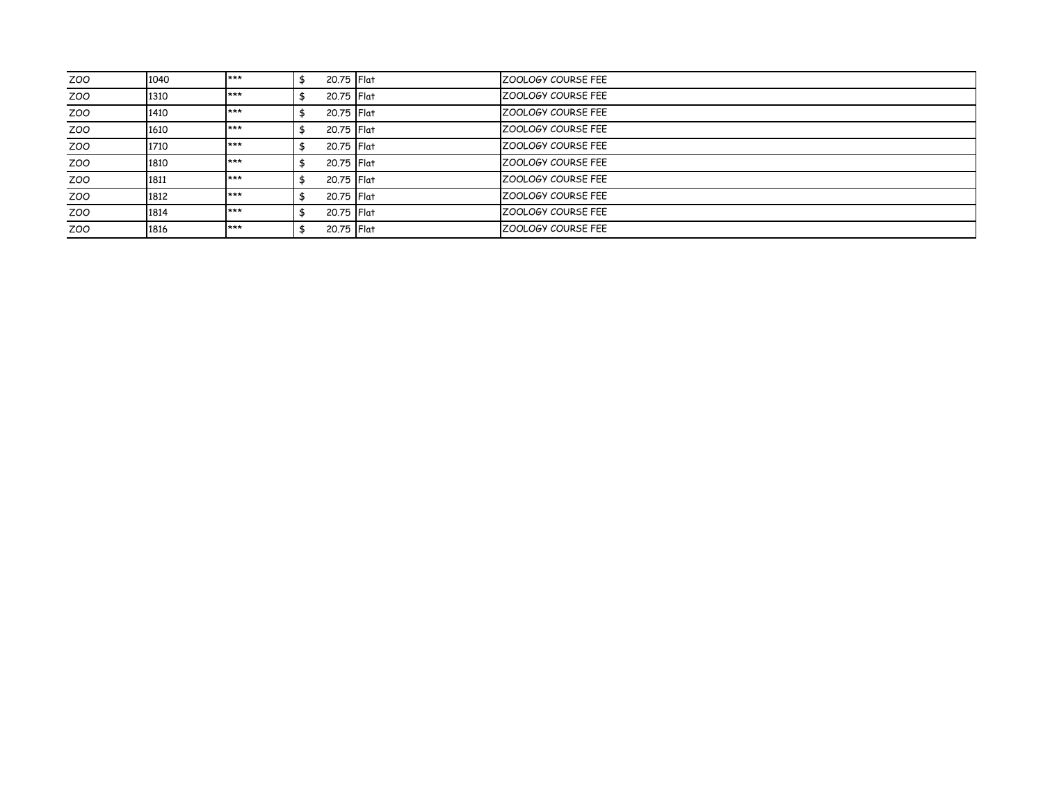| | | | | | | |
|---|---|---|---|---|---|---|
| ZOO | 1040 | *** | $ | 20.75 | Flat | ZOOLOGY COURSE FEE |
| ZOO | 1310 | *** | $ | 20.75 | Flat | ZOOLOGY COURSE FEE |
| ZOO | 1410 | *** | $ | 20.75 | Flat | ZOOLOGY COURSE FEE |
| ZOO | 1610 | *** | $ | 20.75 | Flat | ZOOLOGY COURSE FEE |
| ZOO | 1710 | *** | $ | 20.75 | Flat | ZOOLOGY COURSE FEE |
| ZOO | 1810 | *** | $ | 20.75 | Flat | ZOOLOGY COURSE FEE |
| ZOO | 1811 | *** | $ | 20.75 | Flat | ZOOLOGY COURSE FEE |
| ZOO | 1812 | *** | $ | 20.75 | Flat | ZOOLOGY COURSE FEE |
| ZOO | 1814 | *** | $ | 20.75 | Flat | ZOOLOGY COURSE FEE |
| ZOO | 1816 | *** | $ | 20.75 | Flat | ZOOLOGY COURSE FEE |